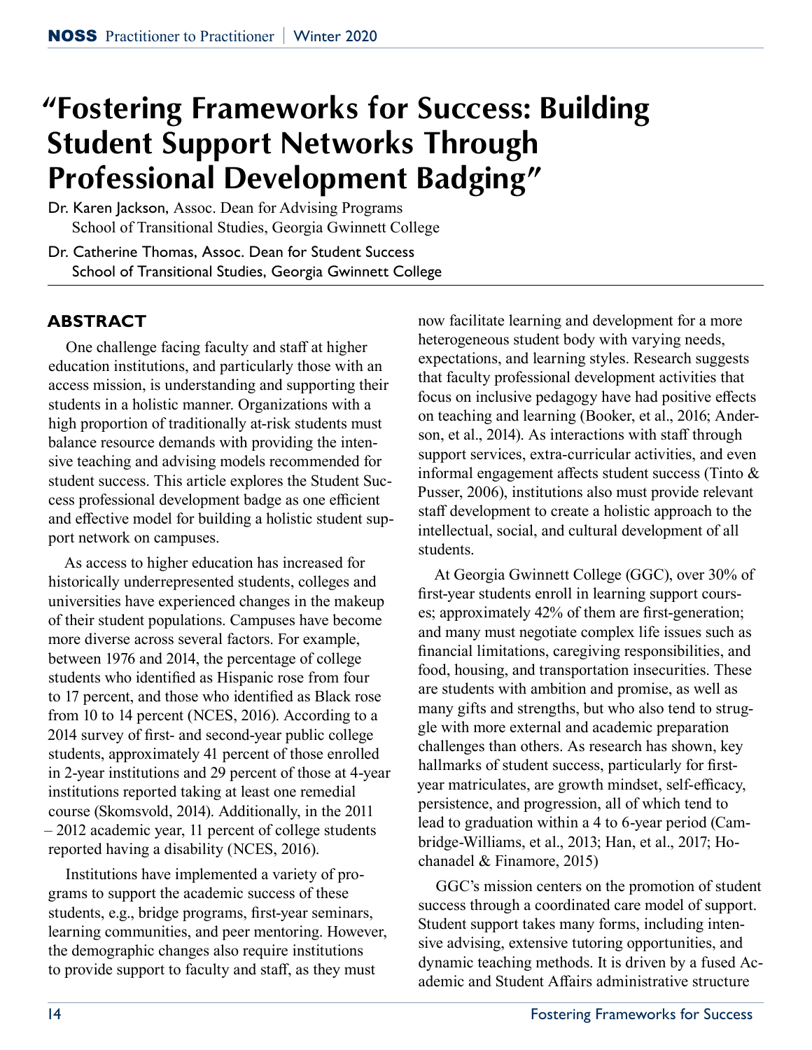# "Fostering Frameworks for Success: Building Student Support Networks Through Professional Development Badging"

Dr. Karen Jackson, Assoc. Dean for Advising Programs
School of Transitional Studies, Georgia Gwinnett College

Dr. Catherine Thomas, Assoc. Dean for Student Success
School of Transitional Studies, Georgia Gwinnett College

## ABSTRACT

One challenge facing faculty and staff at higher education institutions, and particularly those with an access mission, is understanding and supporting their students in a holistic manner. Organizations with a high proportion of traditionally at-risk students must balance resource demands with providing the intensive teaching and advising models recommended for student success. This article explores the Student Success professional development badge as one efficient and effective model for building a holistic student support network on campuses.

As access to higher education has increased for historically underrepresented students, colleges and universities have experienced changes in the makeup of their student populations. Campuses have become more diverse across several factors. For example, between 1976 and 2014, the percentage of college students who identified as Hispanic rose from four to 17 percent, and those who identified as Black rose from 10 to 14 percent (NCES, 2016). According to a 2014 survey of first- and second-year public college students, approximately 41 percent of those enrolled in 2-year institutions and 29 percent of those at 4-year institutions reported taking at least one remedial course (Skomsvold, 2014). Additionally, in the 2011 – 2012 academic year, 11 percent of college students reported having a disability (NCES, 2016).

Institutions have implemented a variety of programs to support the academic success of these students, e.g., bridge programs, first-year seminars, learning communities, and peer mentoring. However, the demographic changes also require institutions to provide support to faculty and staff, as they must now facilitate learning and development for a more heterogeneous student body with varying needs, expectations, and learning styles. Research suggests that faculty professional development activities that focus on inclusive pedagogy have had positive effects on teaching and learning (Booker, et al., 2016; Anderson, et al., 2014). As interactions with staff through support services, extra-curricular activities, and even informal engagement affects student success (Tinto & Pusser, 2006), institutions also must provide relevant staff development to create a holistic approach to the intellectual, social, and cultural development of all students.

At Georgia Gwinnett College (GGC), over 30% of first-year students enroll in learning support courses; approximately 42% of them are first-generation; and many must negotiate complex life issues such as financial limitations, caregiving responsibilities, and food, housing, and transportation insecurities. These are students with ambition and promise, as well as many gifts and strengths, but who also tend to struggle with more external and academic preparation challenges than others. As research has shown, key hallmarks of student success, particularly for first-year matriculates, are growth mindset, self-efficacy, persistence, and progression, all of which tend to lead to graduation within a 4 to 6-year period (Cambridge-Williams, et al., 2013; Han, et al., 2017; Hochanadel & Finamore, 2015)

GGC's mission centers on the promotion of student success through a coordinated care model of support. Student support takes many forms, including intensive advising, extensive tutoring opportunities, and dynamic teaching methods. It is driven by a fused Academic and Student Affairs administrative structure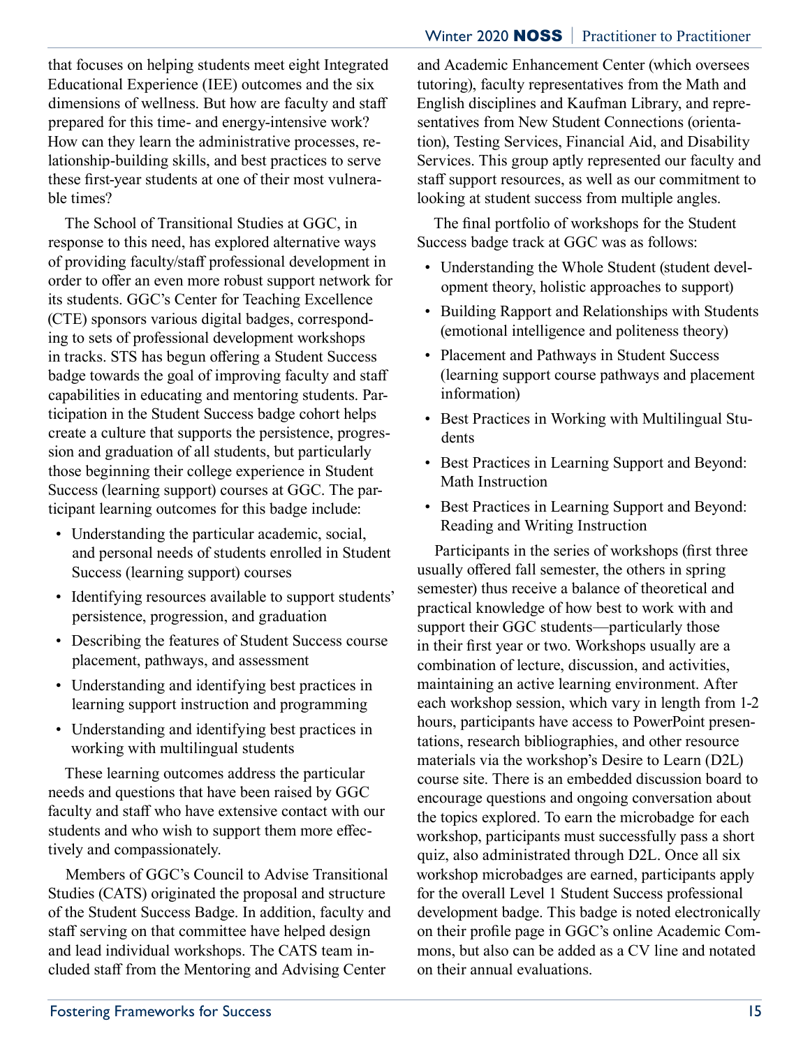that focuses on helping students meet eight Integrated Educational Experience (IEE) outcomes and the six dimensions of wellness. But how are faculty and staff prepared for this time- and energy-intensive work? How can they learn the administrative processes, relationship-building skills, and best practices to serve these first-year students at one of their most vulnerable times?

The School of Transitional Studies at GGC, in response to this need, has explored alternative ways of providing faculty/staff professional development in order to offer an even more robust support network for its students. GGC's Center for Teaching Excellence (CTE) sponsors various digital badges, corresponding to sets of professional development workshops in tracks. STS has begun offering a Student Success badge towards the goal of improving faculty and staff capabilities in educating and mentoring students. Participation in the Student Success badge cohort helps create a culture that supports the persistence, progression and graduation of all students, but particularly those beginning their college experience in Student Success (learning support) courses at GGC. The participant learning outcomes for this badge include:

- Understanding the particular academic, social, and personal needs of students enrolled in Student Success (learning support) courses
- Identifying resources available to support students' persistence, progression, and graduation
- Describing the features of Student Success course placement, pathways, and assessment
- Understanding and identifying best practices in learning support instruction and programming
- Understanding and identifying best practices in working with multilingual students

These learning outcomes address the particular needs and questions that have been raised by GGC faculty and staff who have extensive contact with our students and who wish to support them more effectively and compassionately.

Members of GGC's Council to Advise Transitional Studies (CATS) originated the proposal and structure of the Student Success Badge. In addition, faculty and staff serving on that committee have helped design and lead individual workshops. The CATS team included staff from the Mentoring and Advising Center and Academic Enhancement Center (which oversees tutoring), faculty representatives from the Math and English disciplines and Kaufman Library, and representatives from New Student Connections (orientation), Testing Services, Financial Aid, and Disability Services. This group aptly represented our faculty and staff support resources, as well as our commitment to looking at student success from multiple angles.

The final portfolio of workshops for the Student Success badge track at GGC was as follows:

- Understanding the Whole Student (student development theory, holistic approaches to support)
- Building Rapport and Relationships with Students (emotional intelligence and politeness theory)
- Placement and Pathways in Student Success (learning support course pathways and placement information)
- Best Practices in Working with Multilingual Students
- Best Practices in Learning Support and Beyond: Math Instruction
- Best Practices in Learning Support and Beyond: Reading and Writing Instruction

Participants in the series of workshops (first three usually offered fall semester, the others in spring semester) thus receive a balance of theoretical and practical knowledge of how best to work with and support their GGC students—particularly those in their first year or two. Workshops usually are a combination of lecture, discussion, and activities, maintaining an active learning environment. After each workshop session, which vary in length from 1-2 hours, participants have access to PowerPoint presentations, research bibliographies, and other resource materials via the workshop's Desire to Learn (D2L) course site. There is an embedded discussion board to encourage questions and ongoing conversation about the topics explored. To earn the microbadge for each workshop, participants must successfully pass a short quiz, also administrated through D2L. Once all six workshop microbadges are earned, participants apply for the overall Level 1 Student Success professional development badge. This badge is noted electronically on their profile page in GGC's online Academic Commons, but also can be added as a CV line and notated on their annual evaluations.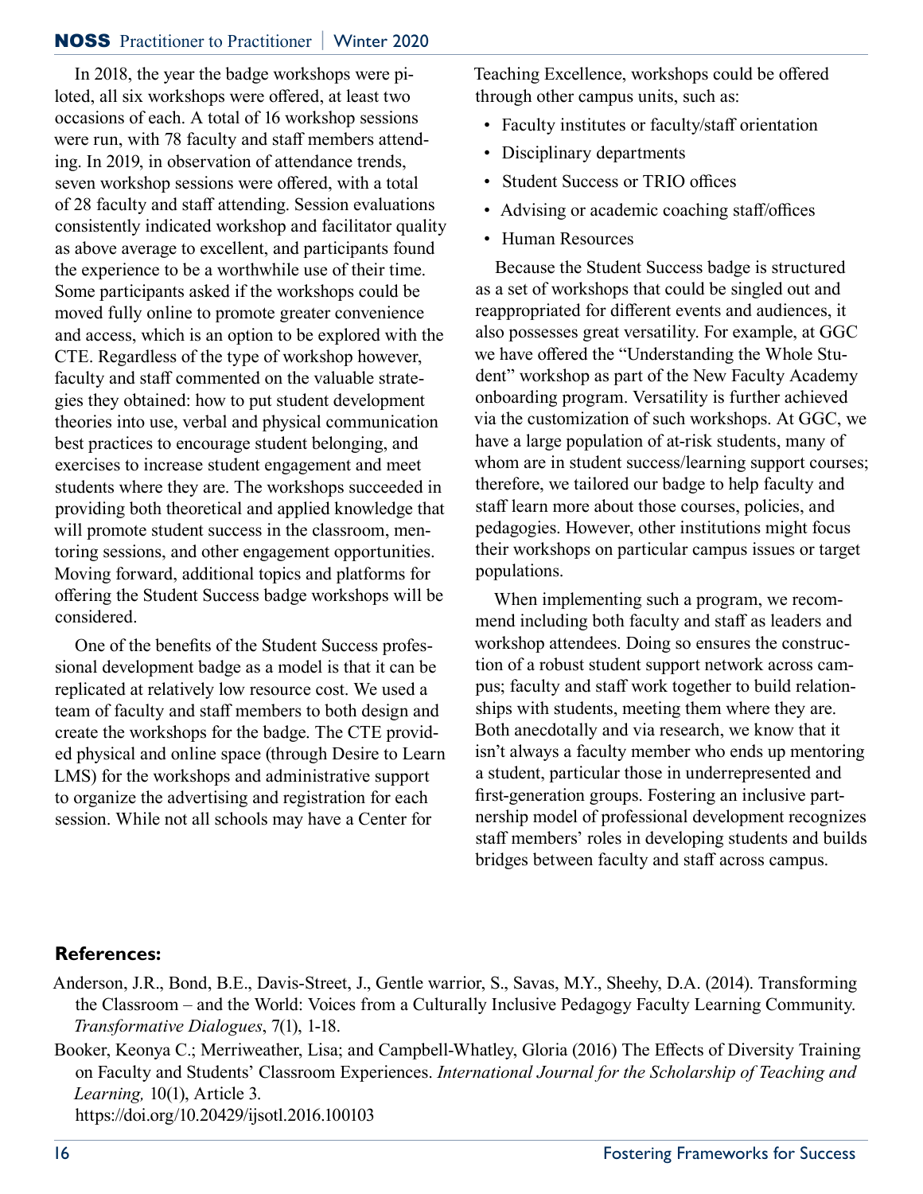In 2018, the year the badge workshops were piloted, all six workshops were offered, at least two occasions of each. A total of 16 workshop sessions were run, with 78 faculty and staff members attending. In 2019, in observation of attendance trends, seven workshop sessions were offered, with a total of 28 faculty and staff attending. Session evaluations consistently indicated workshop and facilitator quality as above average to excellent, and participants found the experience to be a worthwhile use of their time. Some participants asked if the workshops could be moved fully online to promote greater convenience and access, which is an option to be explored with the CTE. Regardless of the type of workshop however, faculty and staff commented on the valuable strategies they obtained: how to put student development theories into use, verbal and physical communication best practices to encourage student belonging, and exercises to increase student engagement and meet students where they are. The workshops succeeded in providing both theoretical and applied knowledge that will promote student success in the classroom, mentoring sessions, and other engagement opportunities. Moving forward, additional topics and platforms for offering the Student Success badge workshops will be considered.

One of the benefits of the Student Success professional development badge as a model is that it can be replicated at relatively low resource cost. We used a team of faculty and staff members to both design and create the workshops for the badge. The CTE provided physical and online space (through Desire to Learn LMS) for the workshops and administrative support to organize the advertising and registration for each session. While not all schools may have a Center for Teaching Excellence, workshops could be offered through other campus units, such as:

- Faculty institutes or faculty/staff orientation
- Disciplinary departments
- Student Success or TRIO offices
- Advising or academic coaching staff/offices
- Human Resources

Because the Student Success badge is structured as a set of workshops that could be singled out and reappropriated for different events and audiences, it also possesses great versatility. For example, at GGC we have offered the "Understanding the Whole Student" workshop as part of the New Faculty Academy onboarding program. Versatility is further achieved via the customization of such workshops. At GGC, we have a large population of at-risk students, many of whom are in student success/learning support courses; therefore, we tailored our badge to help faculty and staff learn more about those courses, policies, and pedagogies. However, other institutions might focus their workshops on particular campus issues or target populations.

When implementing such a program, we recommend including both faculty and staff as leaders and workshop attendees. Doing so ensures the construction of a robust student support network across campus; faculty and staff work together to build relationships with students, meeting them where they are. Both anecdotally and via research, we know that it isn't always a faculty member who ends up mentoring a student, particular those in underrepresented and first-generation groups. Fostering an inclusive partnership model of professional development recognizes staff members' roles in developing students and builds bridges between faculty and staff across campus.

## References:

Anderson, J.R., Bond, B.E., Davis-Street, J., Gentle warrior, S., Savas, M.Y., Sheehy, D.A. (2014). Transforming the Classroom – and the World: Voices from a Culturally Inclusive Pedagogy Faculty Learning Community. *Transformative Dialogues*, 7(1), 1-18.

Booker, Keonya C.; Merriweather, Lisa; and Campbell-Whatley, Gloria (2016) The Effects of Diversity Training on Faculty and Students' Classroom Experiences. *International Journal for the Scholarship of Teaching and Learning,* 10(1), Article 3. https://doi.org/10.20429/ijsotl.2016.100103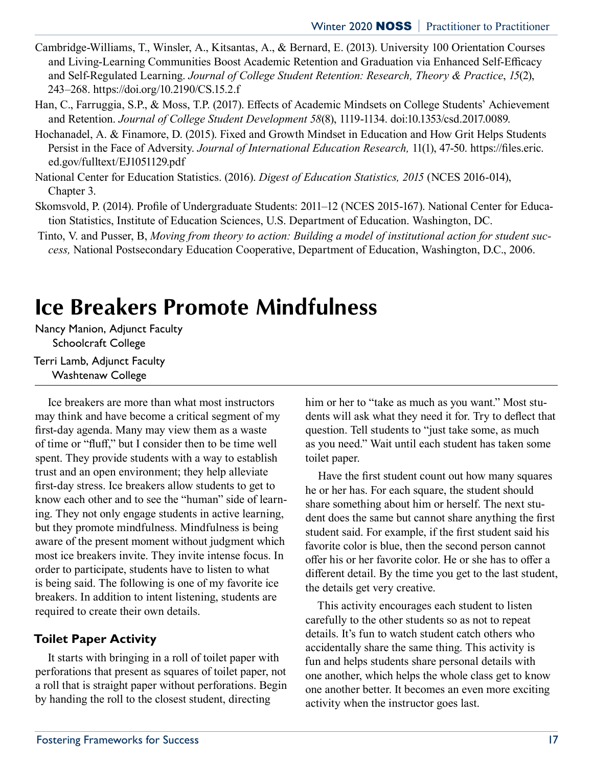Cambridge-Williams, T., Winsler, A., Kitsantas, A., & Bernard, E. (2013). University 100 Orientation Courses and Living-Learning Communities Boost Academic Retention and Graduation via Enhanced Self-Efficacy and Self-Regulated Learning. *Journal of College Student Retention: Research, Theory & Practice*, *15*(2), 243–268. https://doi.org/10.2190/CS.15.2.f

Han, C., Farruggia, S.P., & Moss, T.P. (2017). Effects of Academic Mindsets on College Students' Achievement and Retention. *Journal of College Student Development 58*(8), 1119-1134. doi:10.1353/csd.2017.0089.

Hochanadel, A. & Finamore, D. (2015). Fixed and Growth Mindset in Education and How Grit Helps Students Persist in the Face of Adversity. *Journal of International Education Research,* 11(1), 47-50. https://files.eric.ed.gov/fulltext/EJ1051129.pdf

National Center for Education Statistics. (2016). *Digest of Education Statistics, 2015* (NCES 2016-014), Chapter 3.

Skomsvold, P. (2014). Profile of Undergraduate Students: 2011–12 (NCES 2015-167). National Center for Education Statistics, Institute of Education Sciences, U.S. Department of Education. Washington, DC.

Tinto, V. and Pusser, B, *Moving from theory to action: Building a model of institutional action for student success,* National Postsecondary Education Cooperative, Department of Education, Washington, D.C., 2006.

# Ice Breakers Promote Mindfulness

Nancy Manion, Adjunct Faculty
Schoolcraft College

Terri Lamb, Adjunct Faculty
Washtenaw College

Ice breakers are more than what most instructors may think and have become a critical segment of my first-day agenda. Many may view them as a waste of time or "fluff," but I consider then to be time well spent. They provide students with a way to establish trust and an open environment; they help alleviate first-day stress. Ice breakers allow students to get to know each other and to see the "human" side of learning. They not only engage students in active learning, but they promote mindfulness. Mindfulness is being aware of the present moment without judgment which most ice breakers invite. They invite intense focus. In order to participate, students have to listen to what is being said. The following is one of my favorite ice breakers. In addition to intent listening, students are required to create their own details.

### Toilet Paper Activity

It starts with bringing in a roll of toilet paper with perforations that present as squares of toilet paper, not a roll that is straight paper without perforations. Begin by handing the roll to the closest student, directing him or her to "take as much as you want." Most students will ask what they need it for. Try to deflect that question. Tell students to "just take some, as much as you need." Wait until each student has taken some toilet paper.

Have the first student count out how many squares he or her has. For each square, the student should share something about him or herself. The next student does the same but cannot share anything the first student said. For example, if the first student said his favorite color is blue, then the second person cannot offer his or her favorite color. He or she has to offer a different detail. By the time you get to the last student, the details get very creative.

This activity encourages each student to listen carefully to the other students so as not to repeat details. It's fun to watch student catch others who accidentally share the same thing. This activity is fun and helps students share personal details with one another, which helps the whole class get to know one another better. It becomes an even more exciting activity when the instructor goes last.